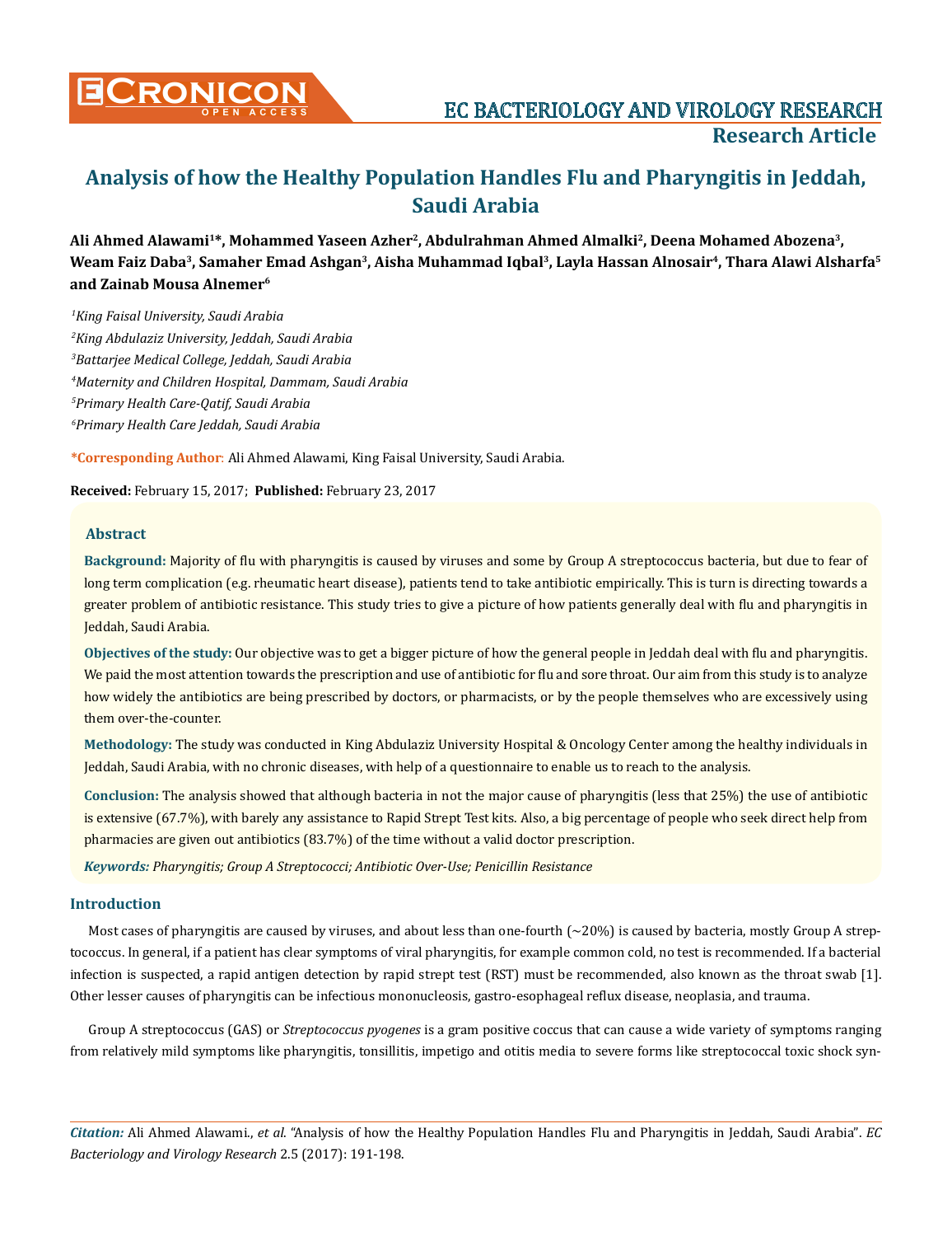Research Article

# Analysis of how the Healthy Population Handles Flu and Pharyngitis in Jeddah, Saudi Arabia

**Ali Ahmed Alawami[1]*, Mohammed Yaseen Azher[2], Abdulrahman Ahmed Almalki[2], Deena Mohamed Abozena[3], Weam Faiz Daba[3], Samaher Emad Ashgan[3], Aisha Muhammad Iqbal[3], Layla Hassan Alnosair[4], Thara Alawi Alsharfa[5] and Zainab Mousa Alnemer[6]**

*[1]King Faisal University, Saudi Arabia*

*[2]King Abdulaziz University, Jeddah, Saudi Arabia*

*[3]Battarjee Medical College, Jeddah, Saudi Arabia*

*[4]Maternity and Children Hospital, Dammam, Saudi Arabia*

*[5]Primary Health Care-Qatif, Saudi Arabia*

*[6]Primary Health Care Jeddah, Saudi Arabia*

**\*Corresponding Author**: Ali Ahmed Alawami, King Faisal University, Saudi Arabia.

**Received:** February 15, 2017; **Published:** February 23, 2017

## Abstract

**Background:** Majority of flu with pharyngitis is caused by viruses and some by Group A streptococcus bacteria, but due to fear of long term complication (e.g. rheumatic heart disease), patients tend to take antibiotic empirically. This is turn is directing towards a greater problem of antibiotic resistance. This study tries to give a picture of how patients generally deal with flu and pharyngitis in Jeddah, Saudi Arabia.

**Objectives of the study:** Our objective was to get a bigger picture of how the general people in Jeddah deal with flu and pharyngitis. We paid the most attention towards the prescription and use of antibiotic for flu and sore throat. Our aim from this study is to analyze how widely the antibiotics are being prescribed by doctors, or pharmacists, or by the people themselves who are excessively using them over-the-counter.

**Methodology:** The study was conducted in King Abdulaziz University Hospital & Oncology Center among the healthy individuals in Jeddah, Saudi Arabia, with no chronic diseases, with help of a questionnaire to enable us to reach to the analysis.

**Conclusion:** The analysis showed that although bacteria in not the major cause of pharyngitis (less that 25%) the use of antibiotic is extensive (67.7%), with barely any assistance to Rapid Strept Test kits. Also, a big percentage of people who seek direct help from pharmacies are given out antibiotics (83.7%) of the time without a valid doctor prescription.

***Keywords:*** *Pharyngitis; Group A Streptococci; Antibiotic Over-Use; Penicillin Resistance*

## Introduction

Most cases of pharyngitis are caused by viruses, and about less than one-fourth (~20%) is caused by bacteria, mostly Group A streptococcus. In general, if a patient has clear symptoms of viral pharyngitis, for example common cold, no test is recommended. If a bacterial infection is suspected, a rapid antigen detection by rapid strept test (RST) must be recommended, also known as the throat swab [1]. Other lesser causes of pharyngitis can be infectious mononucleosis, gastro-esophageal reflux disease, neoplasia, and trauma.

Group A streptococcus (GAS) or *Streptococcus pyogenes* is a gram positive coccus that can cause a wide variety of symptoms ranging from relatively mild symptoms like pharyngitis, tonsillitis, impetigo and otitis media to severe forms like streptococcal toxic shock syn-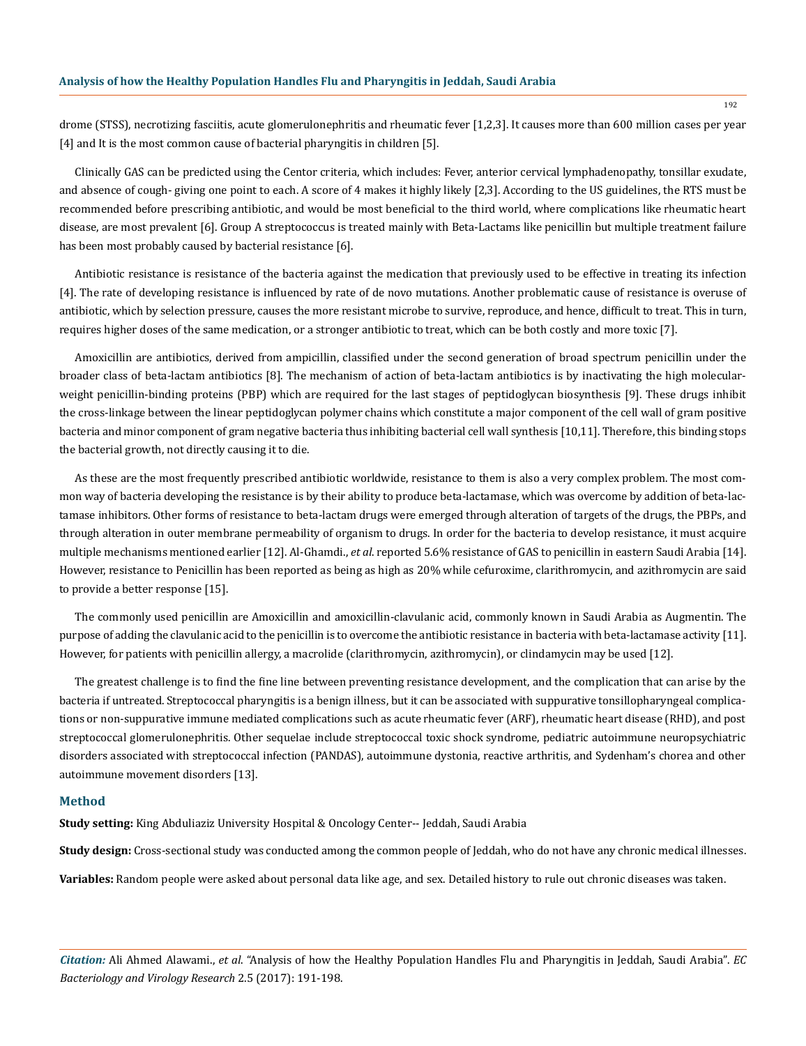drome (STSS), necrotizing fasciitis, acute glomerulonephritis and rheumatic fever [1,2,3]. It causes more than 600 million cases per year [4] and It is the most common cause of bacterial pharyngitis in children [5].

Clinically GAS can be predicted using the Centor criteria, which includes: Fever, anterior cervical lymphadenopathy, tonsillar exudate, and absence of cough- giving one point to each. A score of 4 makes it highly likely [2,3]. According to the US guidelines, the RTS must be recommended before prescribing antibiotic, and would be most beneficial to the third world, where complications like rheumatic heart disease, are most prevalent [6]. Group A streptococcus is treated mainly with Beta-Lactams like penicillin but multiple treatment failure has been most probably caused by bacterial resistance [6].

Antibiotic resistance is resistance of the bacteria against the medication that previously used to be effective in treating its infection [4]. The rate of developing resistance is influenced by rate of de novo mutations. Another problematic cause of resistance is overuse of antibiotic, which by selection pressure, causes the more resistant microbe to survive, reproduce, and hence, difficult to treat. This in turn, requires higher doses of the same medication, or a stronger antibiotic to treat, which can be both costly and more toxic [7].

Amoxicillin are antibiotics, derived from ampicillin, classified under the second generation of broad spectrum penicillin under the broader class of beta-lactam antibiotics [8]. The mechanism of action of beta-lactam antibiotics is by inactivating the high molecular-weight penicillin-binding proteins (PBP) which are required for the last stages of peptidoglycan biosynthesis [9]. These drugs inhibit the cross-linkage between the linear peptidoglycan polymer chains which constitute a major component of the cell wall of gram positive bacteria and minor component of gram negative bacteria thus inhibiting bacterial cell wall synthesis [10,11]. Therefore, this binding stops the bacterial growth, not directly causing it to die.

As these are the most frequently prescribed antibiotic worldwide, resistance to them is also a very complex problem. The most common way of bacteria developing the resistance is by their ability to produce beta-lactamase, which was overcome by addition of beta-lactamase inhibitors. Other forms of resistance to beta-lactam drugs were emerged through alteration of targets of the drugs, the PBPs, and through alteration in outer membrane permeability of organism to drugs. In order for the bacteria to develop resistance, it must acquire multiple mechanisms mentioned earlier [12]. Al-Ghamdi., *et al*. reported 5.6% resistance of GAS to penicillin in eastern Saudi Arabia [14]. However, resistance to Penicillin has been reported as being as high as 20% while cefuroxime, clarithromycin, and azithromycin are said to provide a better response [15].

The commonly used penicillin are Amoxicillin and amoxicillin-clavulanic acid, commonly known in Saudi Arabia as Augmentin. The purpose of adding the clavulanic acid to the penicillin is to overcome the antibiotic resistance in bacteria with beta-lactamase activity [11]. However, for patients with penicillin allergy, a macrolide (clarithromycin, azithromycin), or clindamycin may be used [12].

The greatest challenge is to find the fine line between preventing resistance development, and the complication that can arise by the bacteria if untreated. Streptococcal pharyngitis is a benign illness, but it can be associated with suppurative tonsillopharyngeal complications or non-suppurative immune mediated complications such as acute rheumatic fever (ARF), rheumatic heart disease (RHD), and post streptococcal glomerulonephritis. Other sequelae include streptococcal toxic shock syndrome, pediatric autoimmune neuropsychiatric disorders associated with streptococcal infection (PANDAS), autoimmune dystonia, reactive arthritis, and Sydenham's chorea and other autoimmune movement disorders [13].

## Method

**Study setting:** King Abduliaziz University Hospital & Oncology Center-- Jeddah, Saudi Arabia

**Study design:** Cross-sectional study was conducted among the common people of Jeddah, who do not have any chronic medical illnesses.

**Variables:** Random people were asked about personal data like age, and sex. Detailed history to rule out chronic diseases was taken.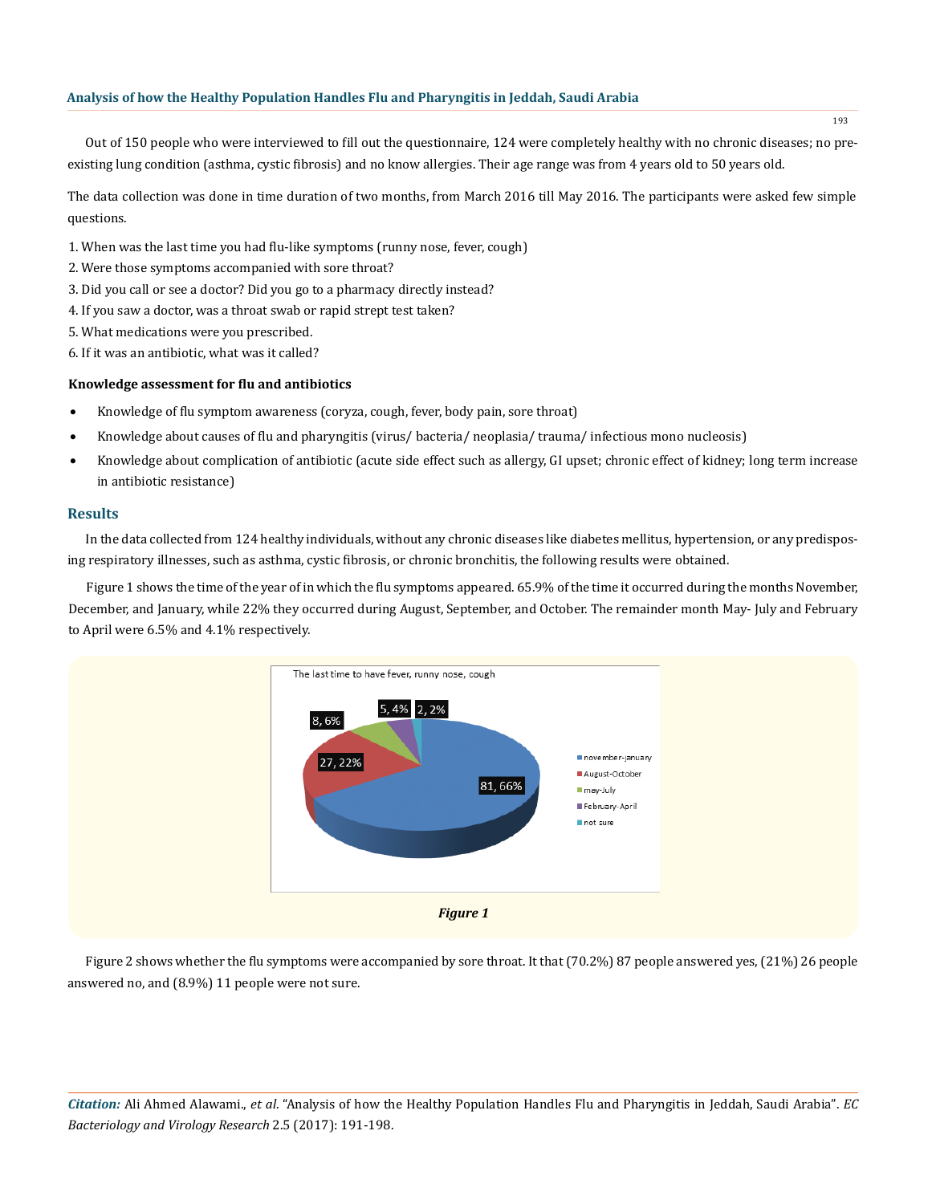Out of 150 people who were interviewed to fill out the questionnaire, 124 were completely healthy with no chronic diseases; no pre-existing lung condition (asthma, cystic fibrosis) and no know allergies. Their age range was from 4 years old to 50 years old.

The data collection was done in time duration of two months, from March 2016 till May 2016. The participants were asked few simple questions.

1. When was the last time you had flu-like symptoms (runny nose, fever, cough)
2. Were those symptoms accompanied with sore throat?
3. Did you call or see a doctor? Did you go to a pharmacy directly instead?
4. If you saw a doctor, was a throat swab or rapid strept test taken?
5. What medications were you prescribed.
6. If it was an antibiotic, what was it called?

**Knowledge assessment for flu and antibiotics**

- Knowledge of flu symptom awareness (coryza, cough, fever, body pain, sore throat)
- Knowledge about causes of flu and pharyngitis (virus/ bacteria/ neoplasia/ trauma/ infectious mono nucleosis)
- Knowledge about complication of antibiotic (acute side effect such as allergy, GI upset; chronic effect of kidney; long term increase in antibiotic resistance)

## Results

In the data collected from 124 healthy individuals, without any chronic diseases like diabetes mellitus, hypertension, or any predisposing respiratory illnesses, such as asthma, cystic fibrosis, or chronic bronchitis, the following results were obtained.

Figure 1 shows the time of the year of in which the flu symptoms appeared. 65.9% of the time it occurred during the months November, December, and January, while 22% they occurred during August, September, and October. The remainder month May- July and February to April were 6.5% and 4.1% respectively.

The last time to have fever, runny nose, cough

| Period | Count, % |
|---|---|
| november-january | 81, 66% |
| August-October | 27, 22% |
| may-July | 8, 6% |
| February-April | 5, 4% |
| not sure | 2, 2% |

*Figure 1*

Figure 2 shows whether the flu symptoms were accompanied by sore throat. It that (70.2%) 87 people answered yes, (21%) 26 people answered no, and (8.9%) 11 people were not sure.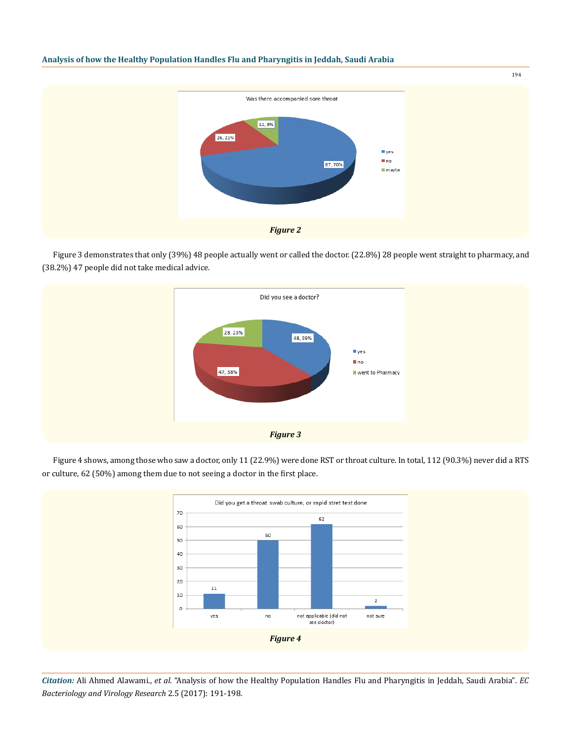Figure 2

Figure 3 demonstrates that only (39%) 48 people actually went or called the doctor. (22.8%) 28 people went straight to pharmacy, and (38.2%) 47 people did not take medical advice.

Figure 3

Figure 4 shows, among those who saw a doctor, only 11 (22.9%) were done RST or throat culture. In total, 112 (90.3%) never did a RTS or culture, 62 (50%) among them due to not seeing a doctor in the first place.

Figure 4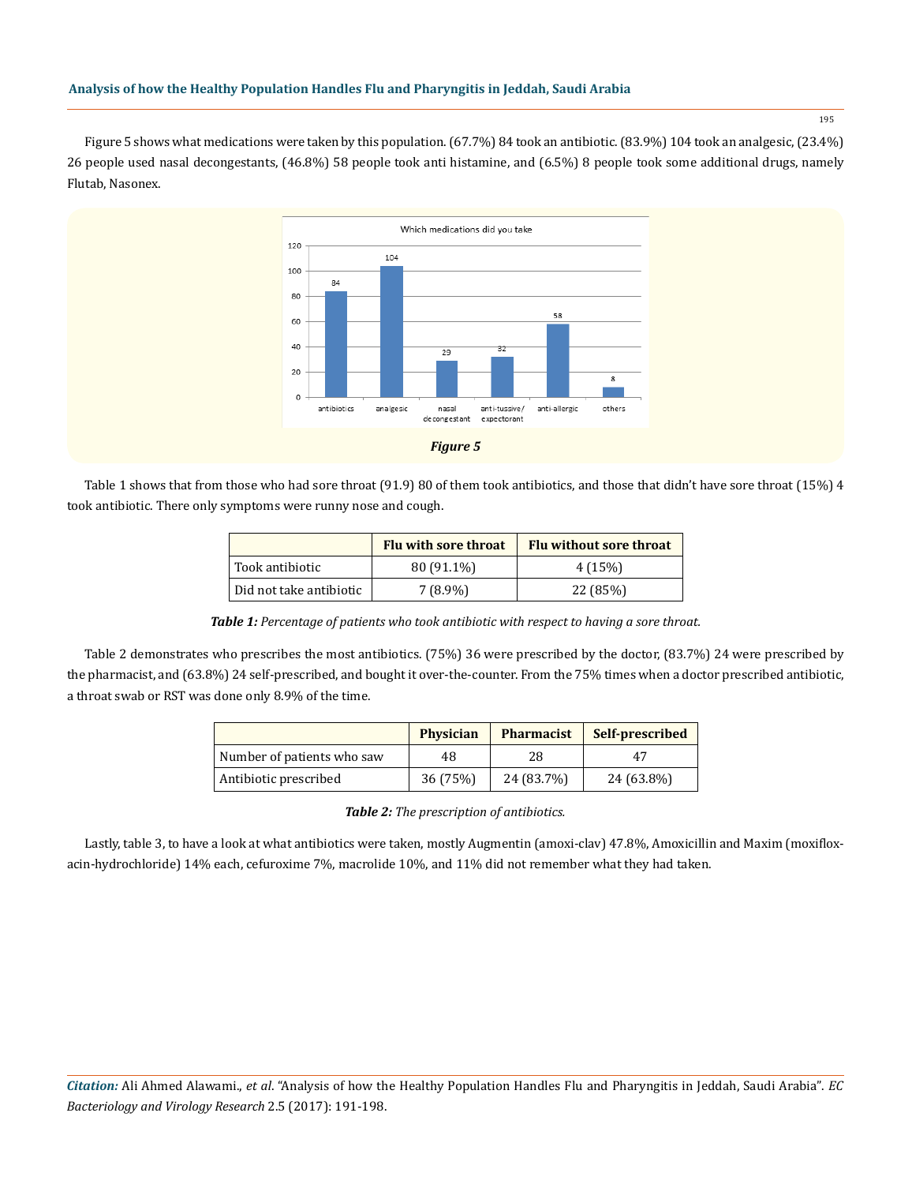Figure 5 shows what medications were taken by this population. (67.7%) 84 took an antibiotic. (83.9%) 104 took an analgesic, (23.4%) 26 people used nasal decongestants, (46.8%) 58 people took anti histamine, and (6.5%) 8 people took some additional drugs, namely Flutab, Nasonex.

***Figure 5***

Table 1 shows that from those who had sore throat (91.9) 80 of them took antibiotics, and those that didn't have sore throat (15%) 4 took antibiotic. There only symptoms were runny nose and cough.

| | Flu with sore throat | Flu without sore throat |
|---|---|---|
| Took antibiotic | 80 (91.1%) | 4 (15%) |
| Did not take antibiotic | 7 (8.9%) | 22 (85%) |

***Table 1:*** *Percentage of patients who took antibiotic with respect to having a sore throat.*

Table 2 demonstrates who prescribes the most antibiotics. (75%) 36 were prescribed by the doctor, (83.7%) 24 were prescribed by the pharmacist, and (63.8%) 24 self-prescribed, and bought it over-the-counter. From the 75% times when a doctor prescribed antibiotic, a throat swab or RST was done only 8.9% of the time.

| | Physician | Pharmacist | Self-prescribed |
|---|---|---|---|
| Number of patients who saw | 48 | 28 | 47 |
| Antibiotic prescribed | 36 (75%) | 24 (83.7%) | 24 (63.8%) |

***Table 2:*** *The prescription of antibiotics.*

Lastly, table 3, to have a look at what antibiotics were taken, mostly Augmentin (amoxi-clav) 47.8%, Amoxicillin and Maxim (moxiflox-acin-hydrochloride) 14% each, cefuroxime 7%, macrolide 10%, and 11% did not remember what they had taken.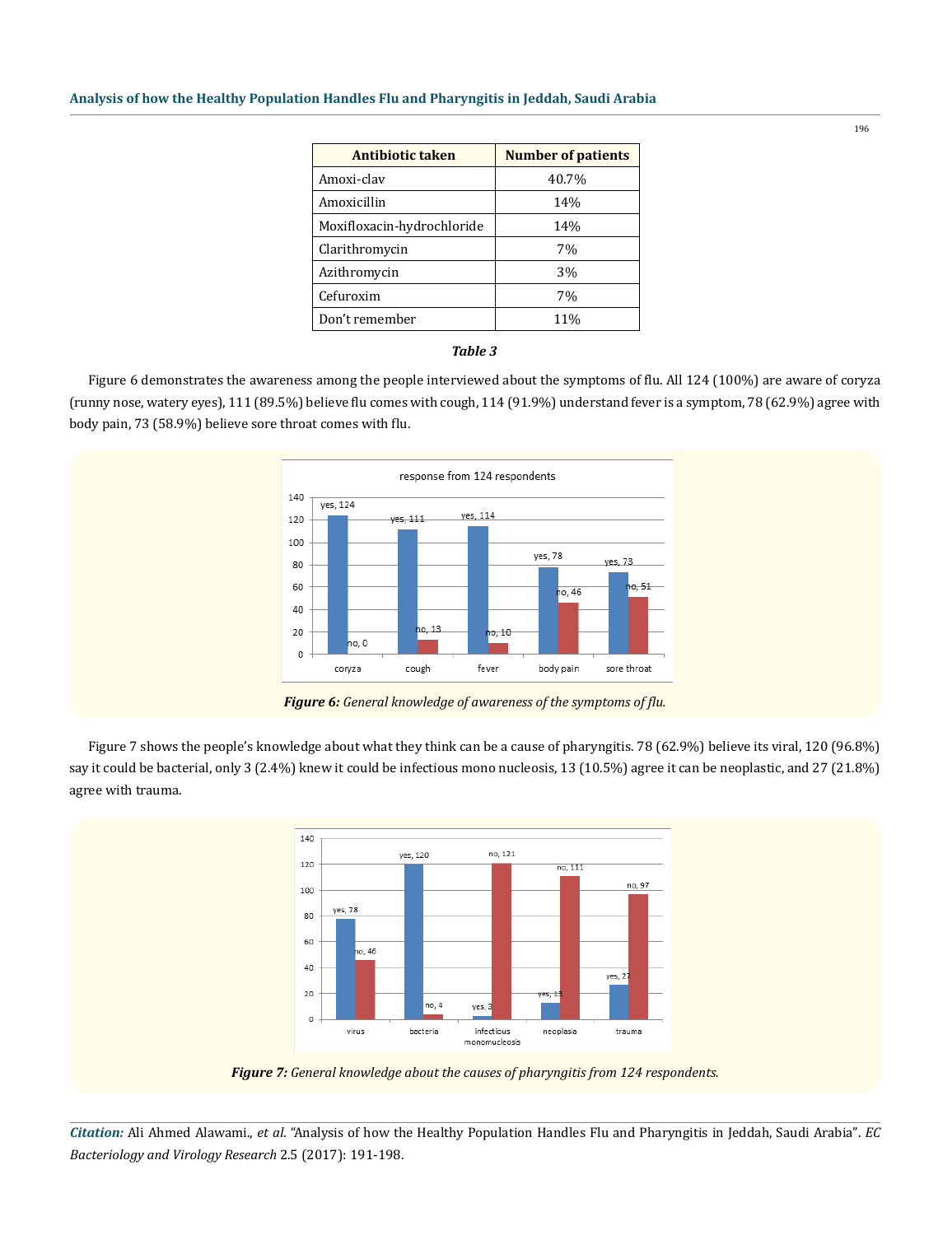| Antibiotic taken | Number of patients |
| --- | --- |
| Amoxi-clav | 40.7% |
| Amoxicillin | 14% |
| Moxifloxacin-hydrochloride | 14% |
| Clarithromycin | 7% |
| Azithromycin | 3% |
| Cefuroxim | 7% |
| Don't remember | 11% |

***Table 3***

Figure 6 demonstrates the awareness among the people interviewed about the symptoms of flu. All 124 (100%) are aware of coryza (runny nose, watery eyes), 111 (89.5%) believe flu comes with cough, 114 (91.9%) understand fever is a symptom, 78 (62.9%) agree with body pain, 73 (58.9%) believe sore throat comes with flu.

***Figure 6:*** *General knowledge of awareness of the symptoms of flu.*

Figure 7 shows the people's knowledge about what they think can be a cause of pharyngitis. 78 (62.9%) believe its viral, 120 (96.8%) say it could be bacterial, only 3 (2.4%) knew it could be infectious mono nucleosis, 13 (10.5%) agree it can be neoplastic, and 27 (21.8%) agree with trauma.

***Figure 7:*** *General knowledge about the causes of pharyngitis from 124 respondents.*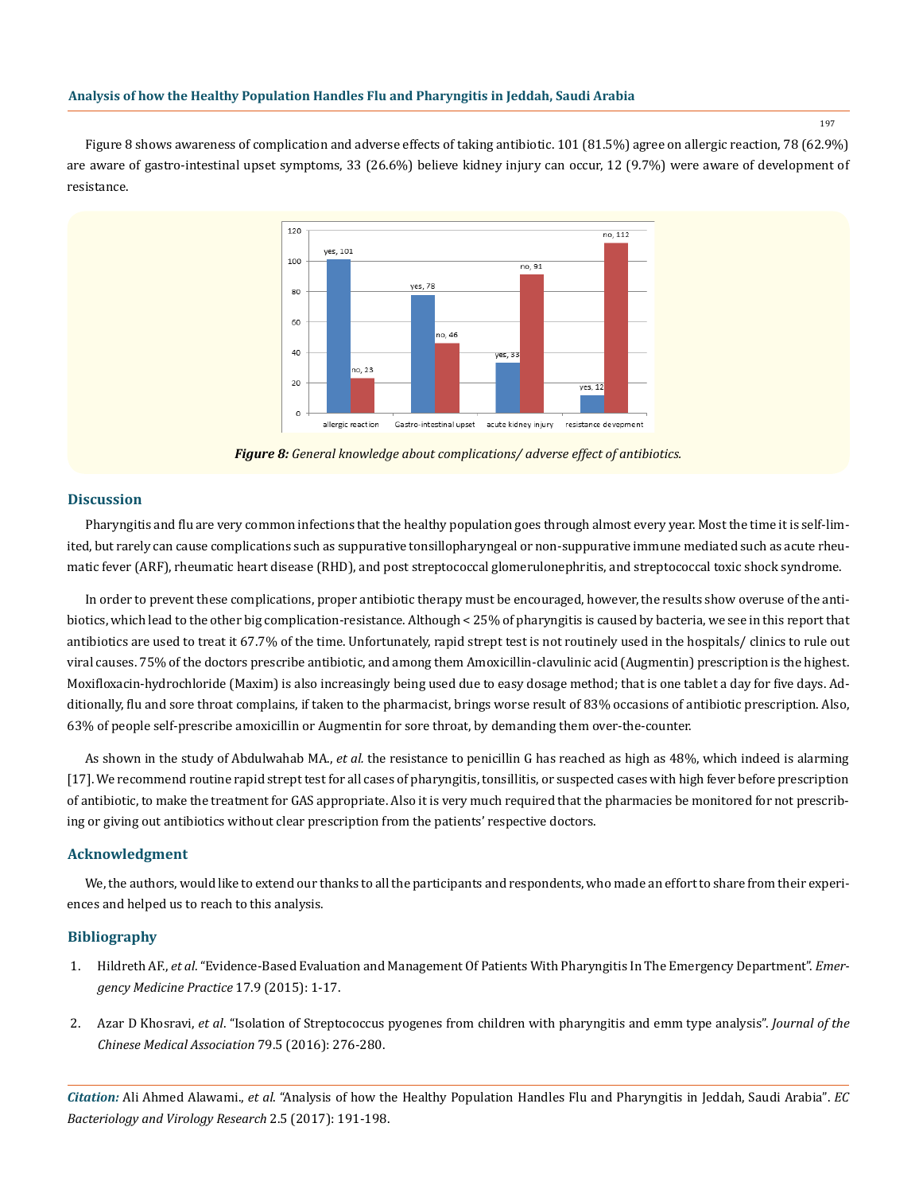Figure 8 shows awareness of complication and adverse effects of taking antibiotic. 101 (81.5%) agree on allergic reaction, 78 (62.9%) are aware of gastro-intestinal upset symptoms, 33 (26.6%) believe kidney injury can occur, 12 (9.7%) were aware of development of resistance.

***Figure 8:*** *General knowledge about complications/ adverse effect of antibiotics.*

## Discussion

Pharyngitis and flu are very common infections that the healthy population goes through almost every year. Most the time it is self-limited, but rarely can cause complications such as suppurative tonsillopharyngeal or non-suppurative immune mediated such as acute rheumatic fever (ARF), rheumatic heart disease (RHD), and post streptococcal glomerulonephritis, and streptococcal toxic shock syndrome.

In order to prevent these complications, proper antibiotic therapy must be encouraged, however, the results show overuse of the antibiotics, which lead to the other big complication-resistance. Although < 25% of pharyngitis is caused by bacteria, we see in this report that antibiotics are used to treat it 67.7% of the time. Unfortunately, rapid strept test is not routinely used in the hospitals/ clinics to rule out viral causes. 75% of the doctors prescribe antibiotic, and among them Amoxicillin-clavulinic acid (Augmentin) prescription is the highest. Moxifloxacin-hydrochloride (Maxim) is also increasingly being used due to easy dosage method; that is one tablet a day for five days. Additionally, flu and sore throat complains, if taken to the pharmacist, brings worse result of 83% occasions of antibiotic prescription. Also, 63% of people self-prescribe amoxicillin or Augmentin for sore throat, by demanding them over-the-counter.

As shown in the study of Abdulwahab MA., *et al.* the resistance to penicillin G has reached as high as 48%, which indeed is alarming [17]. We recommend routine rapid strept test for all cases of pharyngitis, tonsillitis, or suspected cases with high fever before prescription of antibiotic, to make the treatment for GAS appropriate. Also it is very much required that the pharmacies be monitored for not prescribing or giving out antibiotics without clear prescription from the patients' respective doctors.

## Acknowledgment

We, the authors, would like to extend our thanks to all the participants and respondents, who made an effort to share from their experiences and helped us to reach to this analysis.

## Bibliography

1. Hildreth AF., *et al*. "Evidence-Based Evaluation and Management Of Patients With Pharyngitis In The Emergency Department". *Emergency Medicine Practice* 17.9 (2015): 1-17.
2. Azar D Khosravi, *et al*. "Isolation of Streptococcus pyogenes from children with pharyngitis and emm type analysis". *Journal of the Chinese Medical Association* 79.5 (2016): 276-280.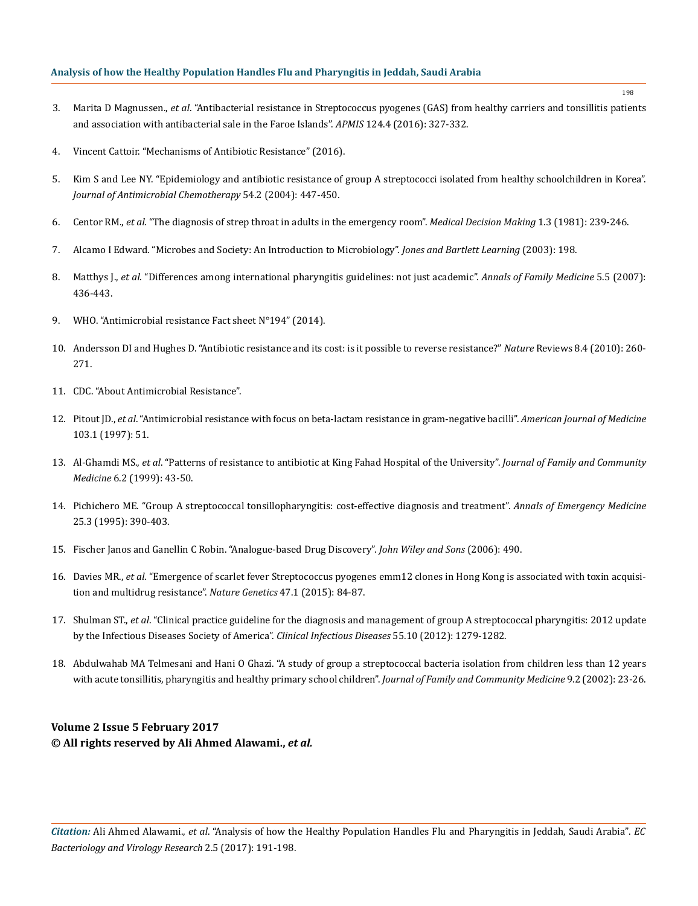3. Marita D Magnussen., *et al*. "Antibacterial resistance in Streptococcus pyogenes (GAS) from healthy carriers and tonsillitis patients and association with antibacterial sale in the Faroe Islands". *APMIS* 124.4 (2016): 327-332.
4. Vincent Cattoir. "Mechanisms of Antibiotic Resistance" (2016).
5. Kim S and Lee NY. "Epidemiology and antibiotic resistance of group A streptococci isolated from healthy schoolchildren in Korea". *Journal of Antimicrobial Chemotherapy* 54.2 (2004): 447-450.
6. Centor RM., *et al*. "The diagnosis of strep throat in adults in the emergency room". *Medical Decision Making* 1.3 (1981): 239-246.
7. Alcamo I Edward. "Microbes and Society: An Introduction to Microbiology". *Jones and Bartlett Learning* (2003): 198.
8. Matthys J., *et al*. "Differences among international pharyngitis guidelines: not just academic". *Annals of Family Medicine* 5.5 (2007): 436-443.
9. WHO. "Antimicrobial resistance Fact sheet N°194" (2014).
10. Andersson DI and Hughes D. "Antibiotic resistance and its cost: is it possible to reverse resistance?" *Nature* Reviews 8.4 (2010): 260-271.
11. CDC. "About Antimicrobial Resistance".
12. Pitout JD., *et al*. "Antimicrobial resistance with focus on beta-lactam resistance in gram-negative bacilli". *American Journal of Medicine* 103.1 (1997): 51.
13. Al-Ghamdi MS., *et al*. "Patterns of resistance to antibiotic at King Fahad Hospital of the University". *Journal of Family and Community Medicine* 6.2 (1999): 43-50.
14. Pichichero ME. "Group A streptococcal tonsillopharyngitis: cost-effective diagnosis and treatment". *Annals of Emergency Medicine* 25.3 (1995): 390-403.
15. Fischer Janos and Ganellin C Robin. "Analogue-based Drug Discovery". *John Wiley and Sons* (2006): 490.
16. Davies MR., *et al*. "Emergence of scarlet fever Streptococcus pyogenes emm12 clones in Hong Kong is associated with toxin acquisition and multidrug resistance". *Nature Genetics* 47.1 (2015): 84-87.
17. Shulman ST., *et al*. "Clinical practice guideline for the diagnosis and management of group A streptococcal pharyngitis: 2012 update by the Infectious Diseases Society of America". *Clinical Infectious Diseases* 55.10 (2012): 1279-1282.
18. Abdulwahab MA Telmesani and Hani O Ghazi. "A study of group a streptococcal bacteria isolation from children less than 12 years with acute tonsillitis, pharyngitis and healthy primary school children". *Journal of Family and Community Medicine* 9.2 (2002): 23-26.

**Volume 2 Issue 5 February 2017**
**© All rights reserved by Ali Ahmed Alawami., *et al.***